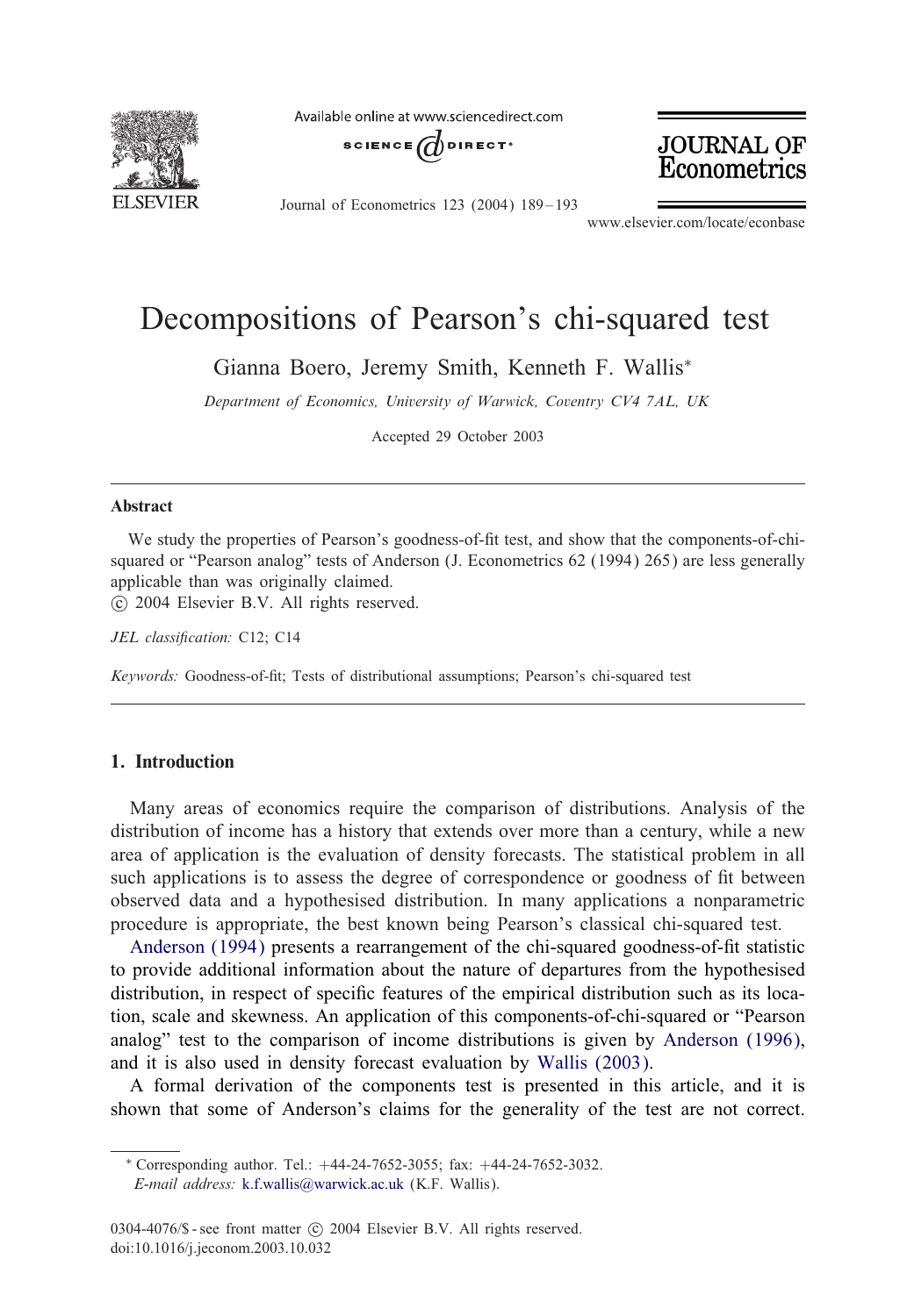# Decompositions of Pearson's chi-squared test

Gianna Boero, Jeremy Smith, Kenneth F. Wallis*

*Department of Economics, University of Warwick, Coventry CV4 7AL, UK*

Accepted 29 October 2003

---

## Abstract

We study the properties of Pearson's goodness-of-fit test, and show that the components-of-chi-squared or "Pearson analog" tests of Anderson (J. Econometrics 62 (1994) 265) are less generally applicable than was originally claimed.

© 2004 Elsevier B.V. All rights reserved.

*JEL classification:* C12; C14

*Keywords:* Goodness-of-fit; Tests of distributional assumptions; Pearson's chi-squared test

---

## 1. Introduction

Many areas of economics require the comparison of distributions. Analysis of the distribution of income has a history that extends over more than a century, while a new area of application is the evaluation of density forecasts. The statistical problem in all such applications is to assess the degree of correspondence or goodness of fit between observed data and a hypothesised distribution. In many applications a nonparametric procedure is appropriate, the best known being Pearson's classical chi-squared test.

Anderson (1994) presents a rearrangement of the chi-squared goodness-of-fit statistic to provide additional information about the nature of departures from the hypothesised distribution, in respect of specific features of the empirical distribution such as its location, scale and skewness. An application of this components-of-chi-squared or "Pearson analog" test to the comparison of income distributions is given by Anderson (1996), and it is also used in density forecast evaluation by Wallis (2003).

A formal derivation of the components test is presented in this article, and it is shown that some of Anderson's claims for the generality of the test are not correct.

---

\* Corresponding author. Tel.: +44-24-7652-3055; fax: +44-24-7652-3032.
*E-mail address:* k.f.wallis@warwick.ac.uk (K.F. Wallis).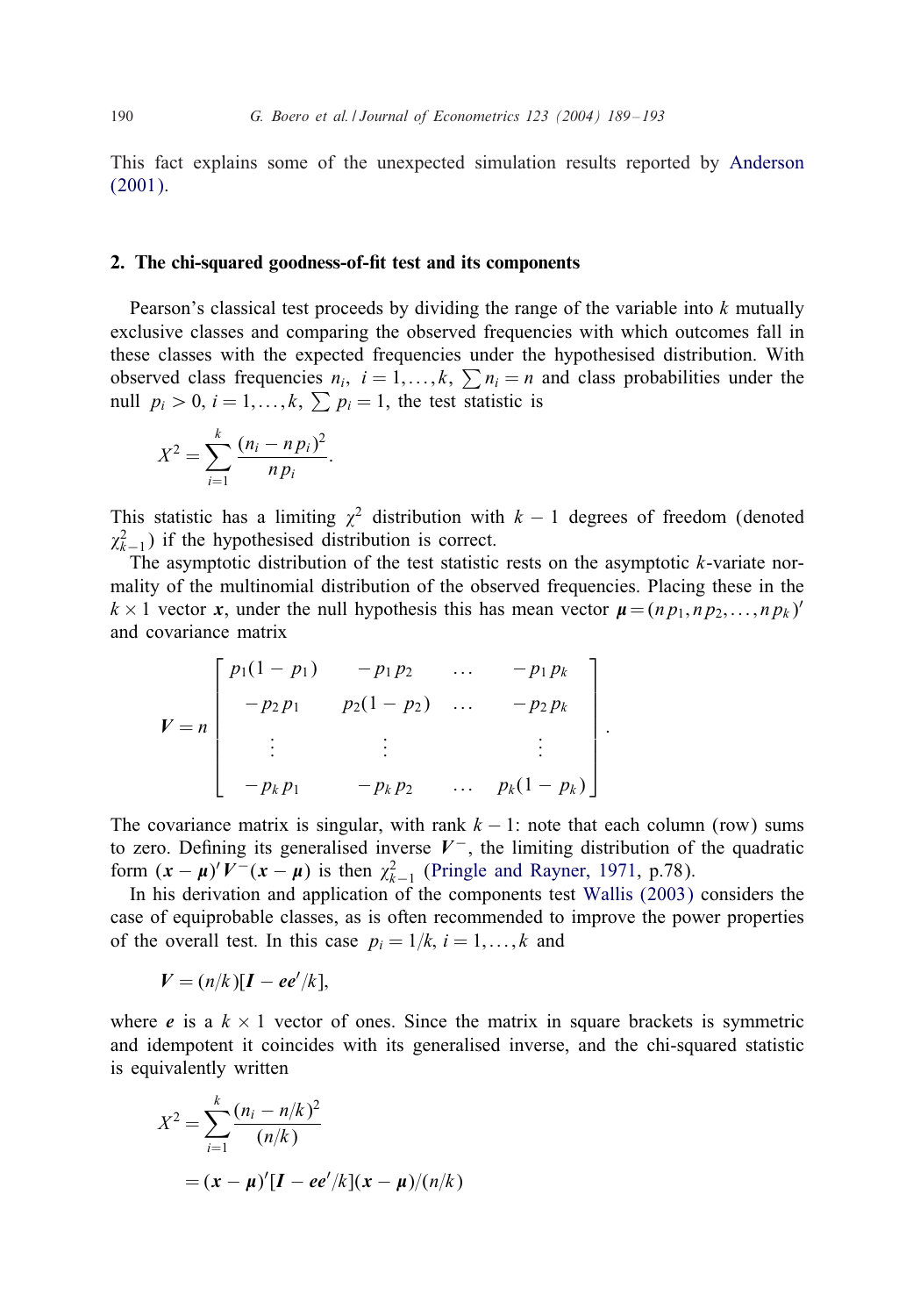This fact explains some of the unexpected simulation results reported by Anderson (2001).

## 2. The chi-squared goodness-of-fit test and its components

Pearson's classical test proceeds by dividing the range of the variable into $k$ mutually exclusive classes and comparing the observed frequencies with which outcomes fall in these classes with the expected frequencies under the hypothesised distribution. With observed class frequencies $n_i$, $i = 1, \ldots, k$, $\sum n_i = n$ and class probabilities under the null $p_i > 0$, $i = 1, \ldots, k$, $\sum p_i = 1$, the test statistic is

$$X^2 = \sum_{i=1}^{k} \frac{(n_i - np_i)^2}{np_i}.$$

This statistic has a limiting $\chi^2$ distribution with $k-1$ degrees of freedom (denoted $\chi^2_{k-1}$) if the hypothesised distribution is correct.

The asymptotic distribution of the test statistic rests on the asymptotic $k$-variate normality of the multinomial distribution of the observed frequencies. Placing these in the $k \times 1$ vector $\boldsymbol{x}$, under the null hypothesis this has mean vector $\boldsymbol{\mu} = (np_1, np_2, \ldots, np_k)'$ and covariance matrix

$$\boldsymbol{V} = n \begin{bmatrix} p_1(1-p_1) & -p_1 p_2 & \ldots & -p_1 p_k \\ -p_2 p_1 & p_2(1-p_2) & \ldots & -p_2 p_k \\ \vdots & \vdots & & \vdots \\ -p_k p_1 & -p_k p_2 & \ldots & p_k(1-p_k) \end{bmatrix}.$$

The covariance matrix is singular, with rank $k-1$: note that each column (row) sums to zero. Defining its generalised inverse $\boldsymbol{V}^-$, the limiting distribution of the quadratic form $(\boldsymbol{x} - \boldsymbol{\mu})' \boldsymbol{V}^- (\boldsymbol{x} - \boldsymbol{\mu})$ is then $\chi^2_{k-1}$ (Pringle and Rayner, 1971, p.78).

In his derivation and application of the components test Wallis (2003) considers the case of equiprobable classes, as is often recommended to improve the power properties of the overall test. In this case $p_i = 1/k$, $i = 1, \ldots, k$ and

$$\boldsymbol{V} = (n/k)[\boldsymbol{I} - \boldsymbol{e}\boldsymbol{e}'/k],$$

where $\boldsymbol{e}$ is a $k \times 1$ vector of ones. Since the matrix in square brackets is symmetric and idempotent it coincides with its generalised inverse, and the chi-squared statistic is equivalently written

$$\begin{aligned} X^2 &= \sum_{i=1}^{k} \frac{(n_i - n/k)^2}{(n/k)} \\ &= (\boldsymbol{x} - \boldsymbol{\mu})'[\boldsymbol{I} - \boldsymbol{e}\boldsymbol{e}'/k](\boldsymbol{x} - \boldsymbol{\mu})/(n/k) \end{aligned}$$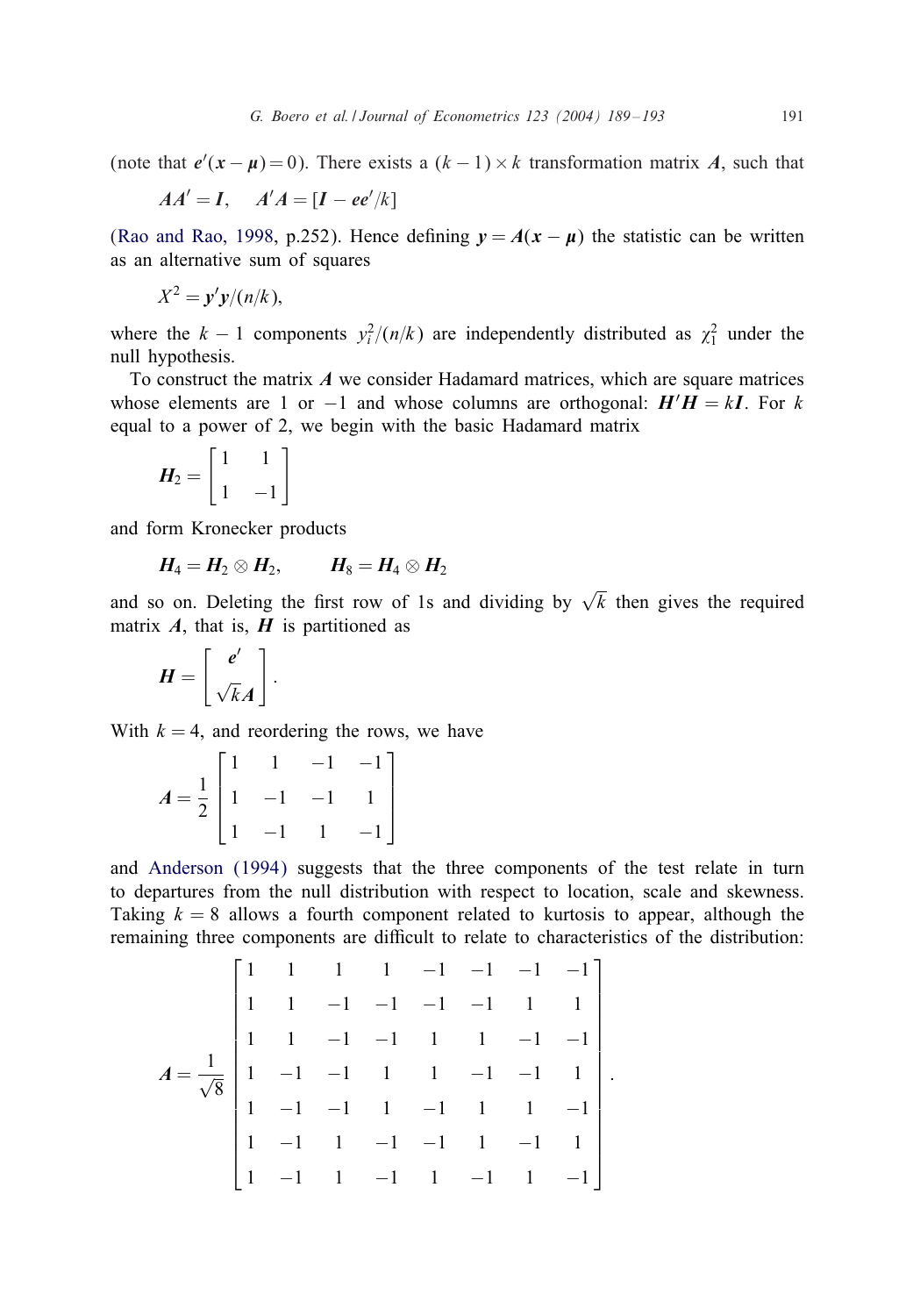(note that $\boldsymbol{e}'(\boldsymbol{x}-\boldsymbol{\mu})=0$). There exists a $(k-1)\times k$ transformation matrix $\boldsymbol{A}$, such that

$$\boldsymbol{A}\boldsymbol{A}'=\boldsymbol{I}, \quad \boldsymbol{A}'\boldsymbol{A}=[\boldsymbol{I}-\boldsymbol{e}\boldsymbol{e}'/k]$$

(Rao and Rao, 1998, p.252). Hence defining $\boldsymbol{y}=\boldsymbol{A}(\boldsymbol{x}-\boldsymbol{\mu})$ the statistic can be written as an alternative sum of squares

$$X^2=\boldsymbol{y}'\boldsymbol{y}/(n/k),$$

where the $k-1$ components $y_i^2/(n/k)$ are independently distributed as $\chi_1^2$ under the null hypothesis.

To construct the matrix $\boldsymbol{A}$ we consider Hadamard matrices, which are square matrices whose elements are 1 or $-1$ and whose columns are orthogonal: $\boldsymbol{H}'\boldsymbol{H}=k\boldsymbol{I}$. For $k$ equal to a power of 2, we begin with the basic Hadamard matrix

$$\boldsymbol{H}_2=\begin{bmatrix} 1 & 1 \\ 1 & -1 \end{bmatrix}$$

and form Kronecker products

$$\boldsymbol{H}_4=\boldsymbol{H}_2\otimes\boldsymbol{H}_2, \qquad \boldsymbol{H}_8=\boldsymbol{H}_4\otimes\boldsymbol{H}_2$$

and so on. Deleting the first row of 1s and dividing by $\sqrt{k}$ then gives the required matrix $\boldsymbol{A}$, that is, $\boldsymbol{H}$ is partitioned as

$$\boldsymbol{H}=\begin{bmatrix} \boldsymbol{e}' \\ \sqrt{k}\boldsymbol{A} \end{bmatrix}.$$

With $k=4$, and reordering the rows, we have

$$\boldsymbol{A}=\frac{1}{2}\begin{bmatrix} 1 & 1 & -1 & -1 \\ 1 & -1 & -1 & 1 \\ 1 & -1 & 1 & -1 \end{bmatrix}$$

and Anderson (1994) suggests that the three components of the test relate in turn to departures from the null distribution with respect to location, scale and skewness. Taking $k=8$ allows a fourth component related to kurtosis to appear, although the remaining three components are difficult to relate to characteristics of the distribution:

$$\boldsymbol{A}=\frac{1}{\sqrt{8}}\begin{bmatrix} 1 & 1 & 1 & 1 & -1 & -1 & -1 & -1 \\ 1 & 1 & -1 & -1 & -1 & -1 & 1 & 1 \\ 1 & 1 & -1 & -1 & 1 & 1 & -1 & -1 \\ 1 & -1 & -1 & 1 & 1 & -1 & -1 & 1 \\ 1 & -1 & -1 & 1 & -1 & 1 & 1 & -1 \\ 1 & -1 & 1 & -1 & -1 & 1 & -1 & 1 \\ 1 & -1 & 1 & -1 & 1 & -1 & 1 & -1 \end{bmatrix}.$$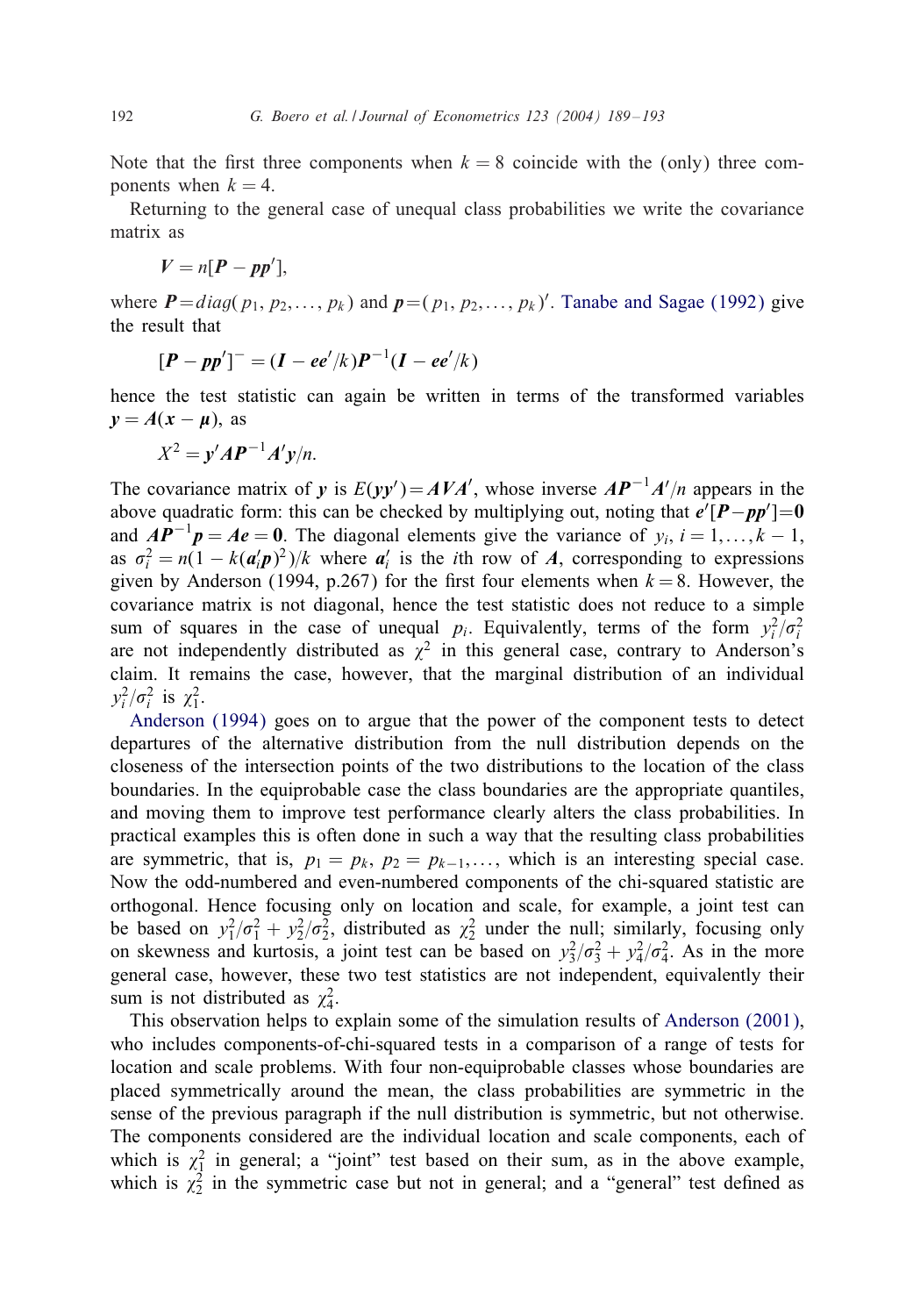Note that the first three components when $k = 8$ coincide with the (only) three components when $k = 4$.

Returning to the general case of unequal class probabilities we write the covariance matrix as

$$\boldsymbol{V} = n[\boldsymbol{P} - \boldsymbol{p}\boldsymbol{p}'],$$

where $\boldsymbol{P} = diag(p_1, p_2, \ldots, p_k)$ and $\boldsymbol{p} = (p_1, p_2, \ldots, p_k)'$. Tanabe and Sagae (1992) give the result that

$$[\boldsymbol{P} - \boldsymbol{p}\boldsymbol{p}']^- = (\boldsymbol{I} - \boldsymbol{e}\boldsymbol{e}'/k)\boldsymbol{P}^{-1}(\boldsymbol{I} - \boldsymbol{e}\boldsymbol{e}'/k)$$

hence the test statistic can again be written in terms of the transformed variables $\boldsymbol{y} = \boldsymbol{A}(\boldsymbol{x} - \boldsymbol{\mu})$, as

$$X^2 = \boldsymbol{y}'\boldsymbol{A}\boldsymbol{P}^{-1}\boldsymbol{A}'\boldsymbol{y}/n.$$

The covariance matrix of $\boldsymbol{y}$ is $E(\boldsymbol{y}\boldsymbol{y}') = \boldsymbol{A}\boldsymbol{V}\boldsymbol{A}'$, whose inverse $\boldsymbol{A}\boldsymbol{P}^{-1}\boldsymbol{A}'/n$ appears in the above quadratic form: this can be checked by multiplying out, noting that $\boldsymbol{e}'[\boldsymbol{P} - \boldsymbol{p}\boldsymbol{p}'] = \boldsymbol{0}$ and $\boldsymbol{A}\boldsymbol{P}^{-1}\boldsymbol{p} = \boldsymbol{A}\boldsymbol{e} = \boldsymbol{0}$. The diagonal elements give the variance of $y_i$, $i = 1, \ldots, k-1$, as $\sigma_i^2 = n(1 - k(\boldsymbol{a}_i'\boldsymbol{p})^2)/k$ where $\boldsymbol{a}_i'$ is the $i$th row of $\boldsymbol{A}$, corresponding to expressions given by Anderson (1994, p.267) for the first four elements when $k = 8$. However, the covariance matrix is not diagonal, hence the test statistic does not reduce to a simple sum of squares in the case of unequal $p_i$. Equivalently, terms of the form $y_i^2/\sigma_i^2$ are not independently distributed as $\chi^2$ in this general case, contrary to Anderson's claim. It remains the case, however, that the marginal distribution of an individual $y_i^2/\sigma_i^2$ is $\chi_1^2$.

Anderson (1994) goes on to argue that the power of the component tests to detect departures of the alternative distribution from the null distribution depends on the closeness of the intersection points of the two distributions to the location of the class boundaries. In the equiprobable case the class boundaries are the appropriate quantiles, and moving them to improve test performance clearly alters the class probabilities. In practical examples this is often done in such a way that the resulting class probabilities are symmetric, that is, $p_1 = p_k$, $p_2 = p_{k-1}, \ldots$, which is an interesting special case. Now the odd-numbered and even-numbered components of the chi-squared statistic are orthogonal. Hence focusing only on location and scale, for example, a joint test can be based on $y_1^2/\sigma_1^2 + y_2^2/\sigma_2^2$, distributed as $\chi_2^2$ under the null; similarly, focusing only on skewness and kurtosis, a joint test can be based on $y_3^2/\sigma_3^2 + y_4^2/\sigma_4^2$. As in the more general case, however, these two test statistics are not independent, equivalently their sum is not distributed as $\chi_4^2$.

This observation helps to explain some of the simulation results of Anderson (2001), who includes components-of-chi-squared tests in a comparison of a range of tests for location and scale problems. With four non-equiprobable classes whose boundaries are placed symmetrically around the mean, the class probabilities are symmetric in the sense of the previous paragraph if the null distribution is symmetric, but not otherwise. The components considered are the individual location and scale components, each of which is $\chi_1^2$ in general; a "joint" test based on their sum, as in the above example, which is $\chi_2^2$ in the symmetric case but not in general; and a "general" test defined as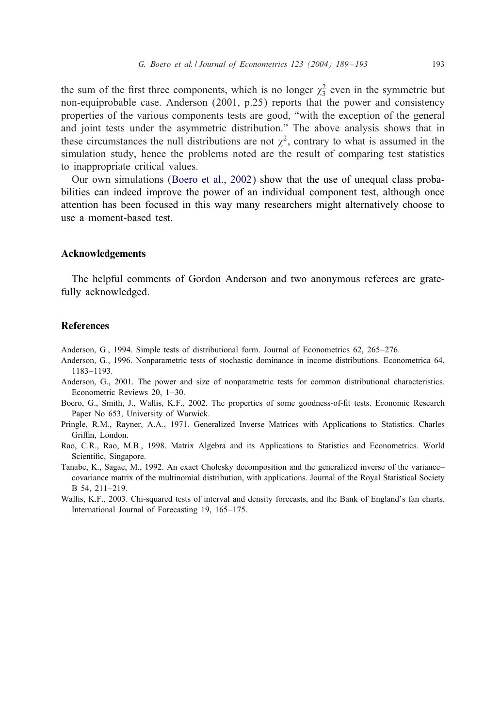the sum of the first three components, which is no longer $\chi_3^2$ even in the symmetric but non-equiprobable case. Anderson (2001, p.25) reports that the power and consistency properties of the various components tests are good, "with the exception of the general and joint tests under the asymmetric distribution." The above analysis shows that in these circumstances the null distributions are not $\chi^2$, contrary to what is assumed in the simulation study, hence the problems noted are the result of comparing test statistics to inappropriate critical values.

Our own simulations (Boero et al., 2002) show that the use of unequal class probabilities can indeed improve the power of an individual component test, although once attention has been focused in this way many researchers might alternatively choose to use a moment-based test.

## Acknowledgements

The helpful comments of Gordon Anderson and two anonymous referees are gratefully acknowledged.

## References

Anderson, G., 1994. Simple tests of distributional form. Journal of Econometrics 62, 265–276.

Anderson, G., 1996. Nonparametric tests of stochastic dominance in income distributions. Econometrica 64, 1183–1193.

Anderson, G., 2001. The power and size of nonparametric tests for common distributional characteristics. Econometric Reviews 20, 1–30.

Boero, G., Smith, J., Wallis, K.F., 2002. The properties of some goodness-of-fit tests. Economic Research Paper No 653, University of Warwick.

Pringle, R.M., Rayner, A.A., 1971. Generalized Inverse Matrices with Applications to Statistics. Charles Griffin, London.

Rao, C.R., Rao, M.B., 1998. Matrix Algebra and its Applications to Statistics and Econometrics. World Scientific, Singapore.

Tanabe, K., Sagae, M., 1992. An exact Cholesky decomposition and the generalized inverse of the variance–covariance matrix of the multinomial distribution, with applications. Journal of the Royal Statistical Society B 54, 211–219.

Wallis, K.F., 2003. Chi-squared tests of interval and density forecasts, and the Bank of England's fan charts. International Journal of Forecasting 19, 165–175.